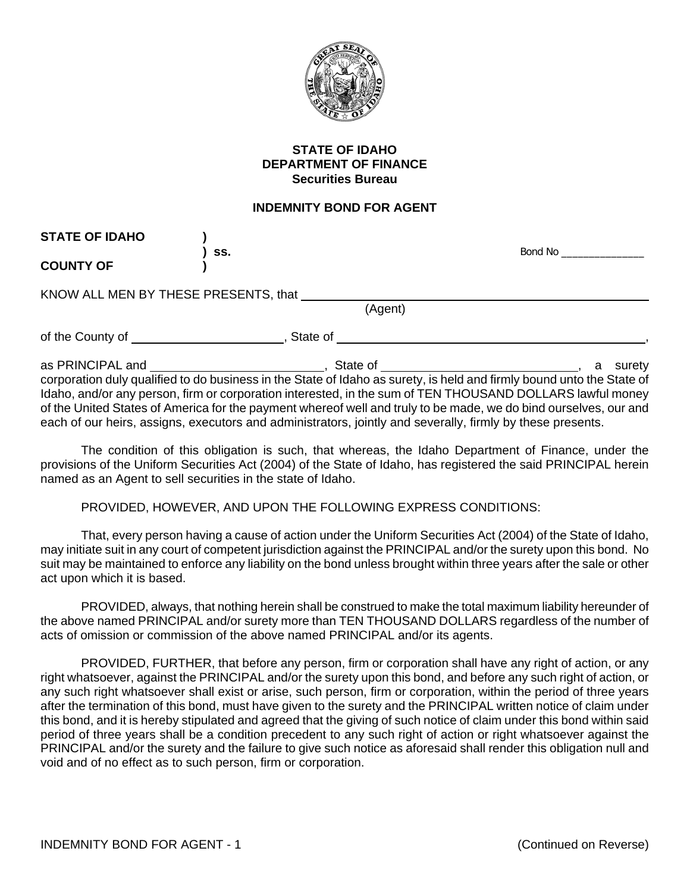**STATE OF IDAHO**
**DEPARTMENT OF FINANCE**
**Securities Bureau**

**INDEMNITY BOND FOR AGENT**

**STATE OF IDAHO** )
) **ss.**
**COUNTY OF** )

Bond No ______________

KNOW ALL MEN BY THESE PRESENTS, that ________________________________________________
(Agent)

of the County of ______________________, State of ________________________________________,

as PRINCIPAL and _________________________, State of _____________________________, a surety corporation duly qualified to do business in the State of Idaho as surety, is held and firmly bound unto the State of Idaho, and/or any person, firm or corporation interested, in the sum of TEN THOUSAND DOLLARS lawful money of the United States of America for the payment whereof well and truly to be made, we do bind ourselves, our and each of our heirs, assigns, executors and administrators, jointly and severally, firmly by these presents.

The condition of this obligation is such, that whereas, the Idaho Department of Finance, under the provisions of the Uniform Securities Act (2004) of the State of Idaho, has registered the said PRINCIPAL herein named as an Agent to sell securities in the state of Idaho.

PROVIDED, HOWEVER, AND UPON THE FOLLOWING EXPRESS CONDITIONS:

That, every person having a cause of action under the Uniform Securities Act (2004) of the State of Idaho, may initiate suit in any court of competent jurisdiction against the PRINCIPAL and/or the surety upon this bond. No suit may be maintained to enforce any liability on the bond unless brought within three years after the sale or other act upon which it is based.

PROVIDED, always, that nothing herein shall be construed to make the total maximum liability hereunder of the above named PRINCIPAL and/or surety more than TEN THOUSAND DOLLARS regardless of the number of acts of omission or commission of the above named PRINCIPAL and/or its agents.

PROVIDED, FURTHER, that before any person, firm or corporation shall have any right of action, or any right whatsoever, against the PRINCIPAL and/or the surety upon this bond, and before any such right of action, or any such right whatsoever shall exist or arise, such person, firm or corporation, within the period of three years after the termination of this bond, must have given to the surety and the PRINCIPAL written notice of claim under this bond, and it is hereby stipulated and agreed that the giving of such notice of claim under this bond within said period of three years shall be a condition precedent to any such right of action or right whatsoever against the PRINCIPAL and/or the surety and the failure to give such notice as aforesaid shall render this obligation null and void and of no effect as to such person, firm or corporation.

(Continued on Reverse)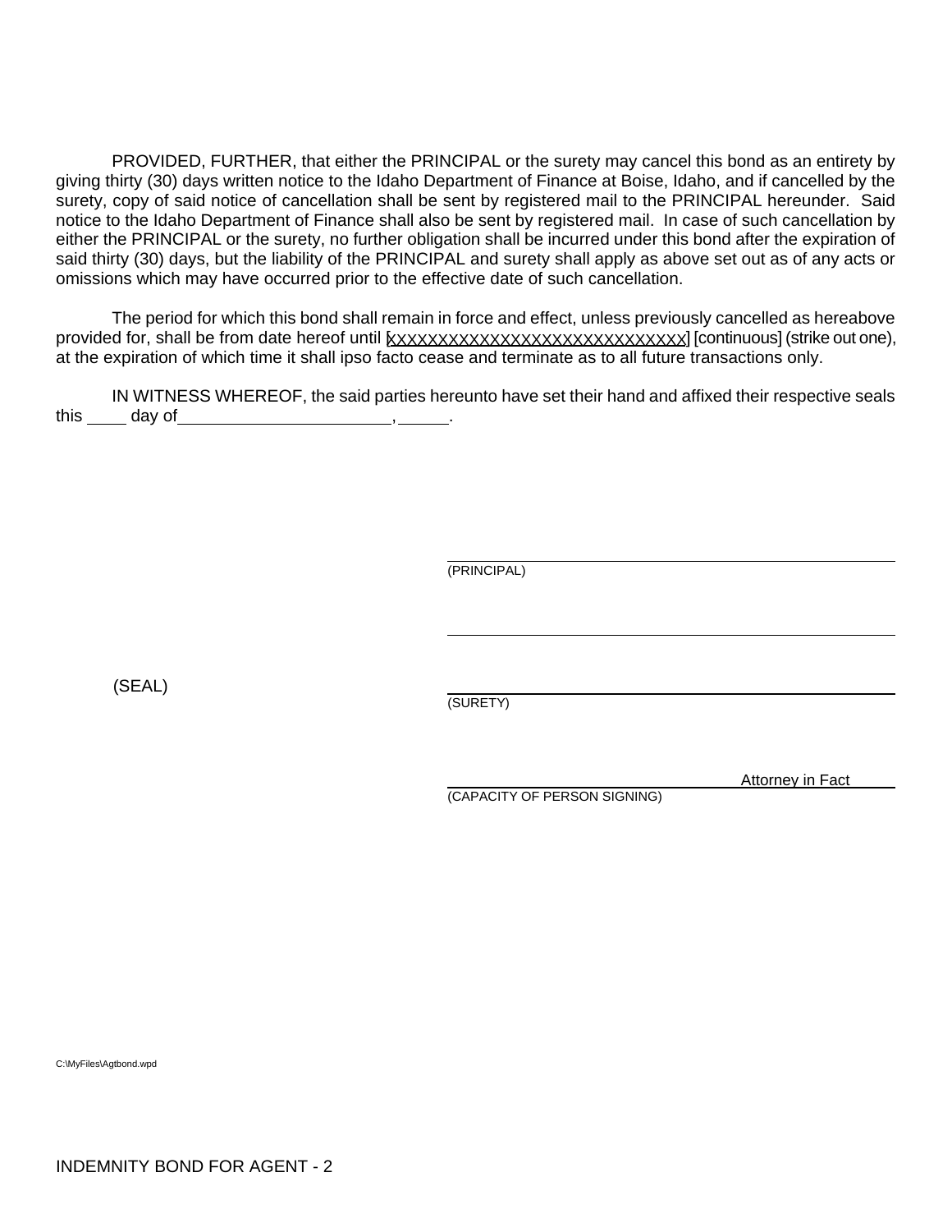PROVIDED, FURTHER, that either the PRINCIPAL or the surety may cancel this bond as an entirety by giving thirty (30) days written notice to the Idaho Department of Finance at Boise, Idaho, and if cancelled by the surety, copy of said notice of cancellation shall be sent by registered mail to the PRINCIPAL hereunder. Said notice to the Idaho Department of Finance shall also be sent by registered mail. In case of such cancellation by either the PRINCIPAL or the surety, no further obligation shall be incurred under this bond after the expiration of said thirty (30) days, but the liability of the PRINCIPAL and surety shall apply as above set out as of any acts or omissions which may have occurred prior to the effective date of such cancellation.

The period for which this bond shall remain in force and effect, unless previously cancelled as hereabove provided for, shall be from date hereof until [xxxxxxxxxxxxxxxxxxxxxxxxxxxxxx] [continuous] (strike out one), at the expiration of which time it shall ipso facto cease and terminate as to all future transactions only.

IN WITNESS WHEREOF, the said parties hereunto have set their hand and affixed their respective seals this ____ day of______________________, _____.

______________________________________________
(PRINCIPAL)

______________________________________________

(SEAL)

______________________________________________
(SURETY)

______________________________________ Attorney in Fact
(CAPACITY OF PERSON SIGNING)

C:\MyFiles\Agtbond.wpd

INDEMNITY BOND FOR AGENT - 2